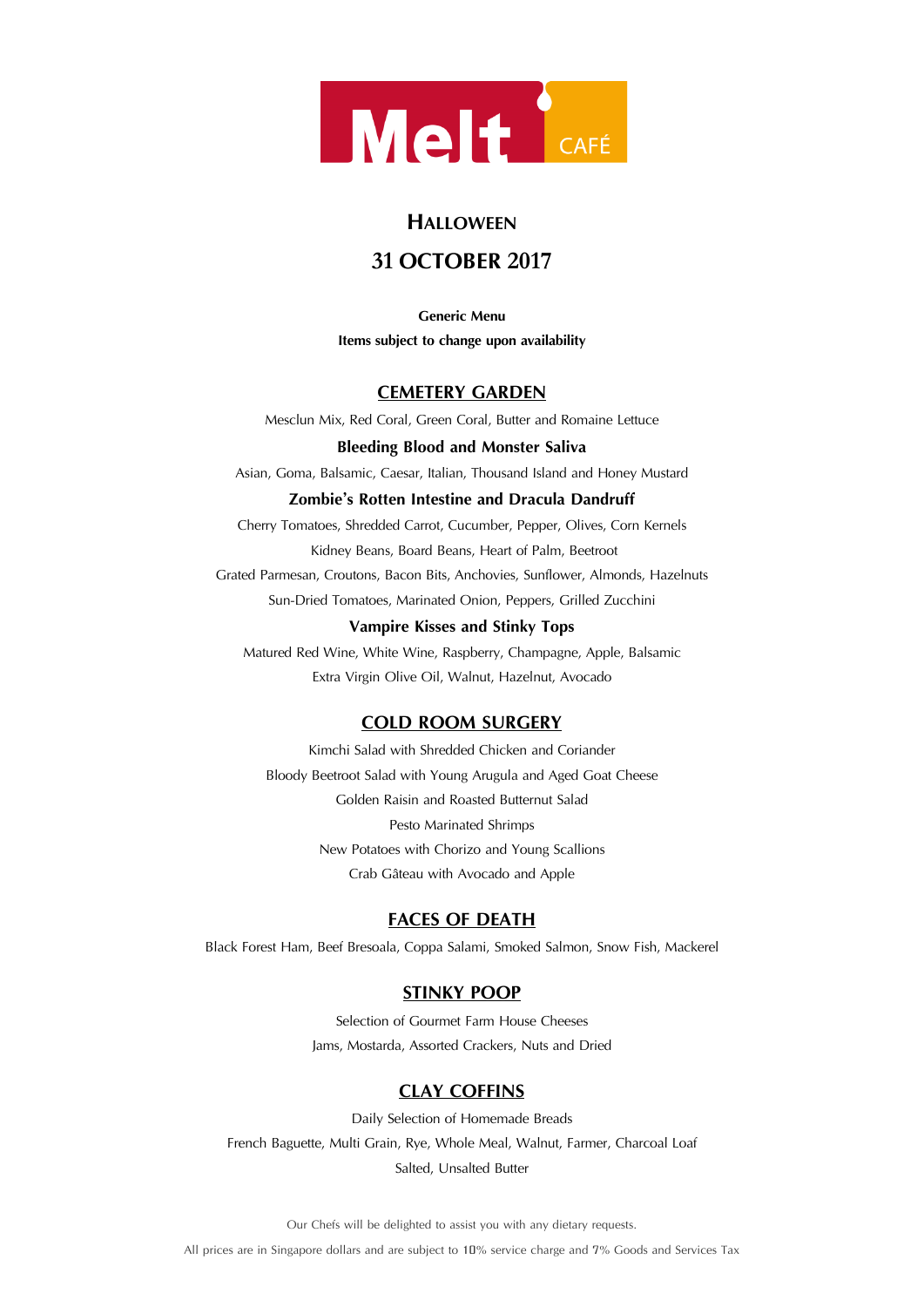Melt CAFÉ

# HALLOWEEN

## 31 OCTOBER 2017

**Generic Menu**
**Items subject to change upon availability**

## CEMETERY GARDEN

Mesclun Mix, Red Coral, Green Coral, Butter and Romaine Lettuce

**Bleeding Blood and Monster Saliva**

Asian, Goma, Balsamic, Caesar, Italian, Thousand Island and Honey Mustard

**Zombie's Rotten Intestine and Dracula Dandruff**

Cherry Tomatoes, Shredded Carrot, Cucumber, Pepper, Olives, Corn Kernels
Kidney Beans, Board Beans, Heart of Palm, Beetroot
Grated Parmesan, Croutons, Bacon Bits, Anchovies, Sunflower, Almonds, Hazelnuts
Sun-Dried Tomatoes, Marinated Onion, Peppers, Grilled Zucchini

**Vampire Kisses and Stinky Tops**

Matured Red Wine, White Wine, Raspberry, Champagne, Apple, Balsamic
Extra Virgin Olive Oil, Walnut, Hazelnut, Avocado

## COLD ROOM SURGERY

Kimchi Salad with Shredded Chicken and Coriander
Bloody Beetroot Salad with Young Arugula and Aged Goat Cheese
Golden Raisin and Roasted Butternut Salad
Pesto Marinated Shrimps
New Potatoes with Chorizo and Young Scallions
Crab Gâteau with Avocado and Apple

## FACES OF DEATH

Black Forest Ham, Beef Bresoala, Coppa Salami, Smoked Salmon, Snow Fish, Mackerel

## STINKY POOP

Selection of Gourmet Farm House Cheeses
Jams, Mostarda, Assorted Crackers, Nuts and Dried

## CLAY COFFINS

Daily Selection of Homemade Breads
French Baguette, Multi Grain, Rye, Whole Meal, Walnut, Farmer, Charcoal Loaf
Salted, Unsalted Butter

Our Chefs will be delighted to assist you with any dietary requests.

All prices are in Singapore dollars and are subject to 10% service charge and 7% Goods and Services Tax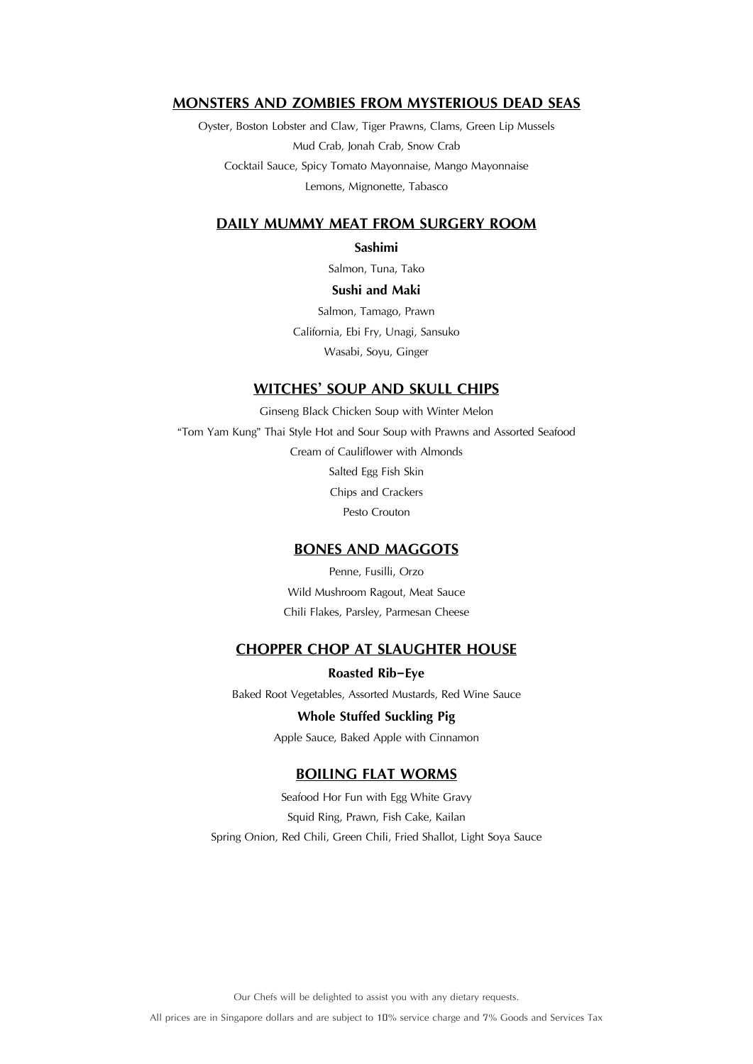## MONSTERS AND ZOMBIES FROM MYSTERIOUS DEAD SEAS

Oyster, Boston Lobster and Claw, Tiger Prawns, Clams, Green Lip Mussels

Mud Crab, Jonah Crab, Snow Crab

Cocktail Sauce, Spicy Tomato Mayonnaise, Mango Mayonnaise

Lemons, Mignonette, Tabasco

## DAILY MUMMY MEAT FROM SURGERY ROOM

**Sashimi**

Salmon, Tuna, Tako

**Sushi and Maki**

Salmon, Tamago, Prawn

California, Ebi Fry, Unagi, Sansuko

Wasabi, Soyu, Ginger

## WITCHES' SOUP AND SKULL CHIPS

Ginseng Black Chicken Soup with Winter Melon

"Tom Yam Kung" Thai Style Hot and Sour Soup with Prawns and Assorted Seafood

Cream of Cauliflower with Almonds

Salted Egg Fish Skin

Chips and Crackers

Pesto Crouton

## BONES AND MAGGOTS

Penne, Fusilli, Orzo

Wild Mushroom Ragout, Meat Sauce

Chili Flakes, Parsley, Parmesan Cheese

## CHOPPER CHOP AT SLAUGHTER HOUSE

**Roasted Rib-Eye**

Baked Root Vegetables, Assorted Mustards, Red Wine Sauce

**Whole Stuffed Suckling Pig**

Apple Sauce, Baked Apple with Cinnamon

## BOILING FLAT WORMS

Seafood Hor Fun with Egg White Gravy

Squid Ring, Prawn, Fish Cake, Kailan

Spring Onion, Red Chili, Green Chili, Fried Shallot, Light Soya Sauce

Our Chefs will be delighted to assist you with any dietary requests.

All prices are in Singapore dollars and are subject to 10% service charge and 7% Goods and Services Tax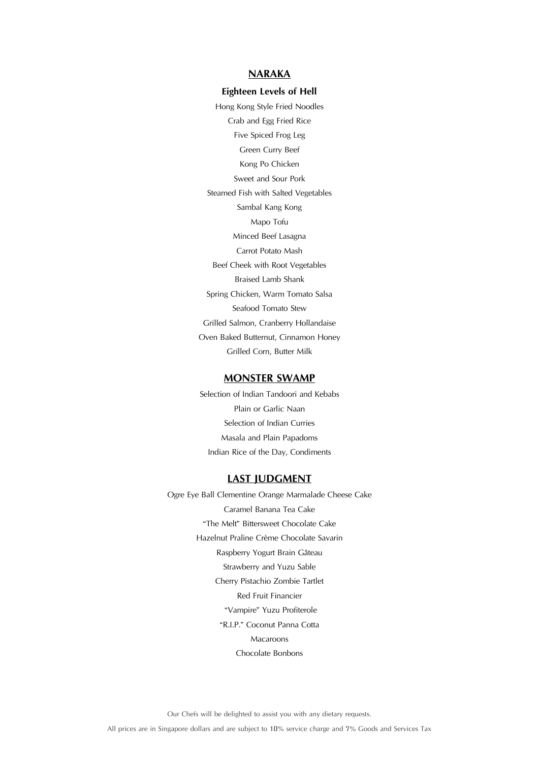## NARAKA

### Eighteen Levels of Hell

Hong Kong Style Fried Noodles

Crab and Egg Fried Rice

Five Spiced Frog Leg

Green Curry Beef

Kong Po Chicken

Sweet and Sour Pork

Steamed Fish with Salted Vegetables

Sambal Kang Kong

Mapo Tofu

Minced Beef Lasagna

Carrot Potato Mash

Beef Cheek with Root Vegetables

Braised Lamb Shank

Spring Chicken, Warm Tomato Salsa

Seafood Tomato Stew

Grilled Salmon, Cranberry Hollandaise

Oven Baked Butternut, Cinnamon Honey

Grilled Corn, Butter Milk

## MONSTER SWAMP

Selection of Indian Tandoori and Kebabs

Plain or Garlic Naan

Selection of Indian Curries

Masala and Plain Papadoms

Indian Rice of the Day, Condiments

## LAST JUDGMENT

Ogre Eye Ball Clementine Orange Marmalade Cheese Cake

Caramel Banana Tea Cake

"The Melt" Bittersweet Chocolate Cake

Hazelnut Praline Crème Chocolate Savarin

Raspberry Yogurt Brain Gâteau

Strawberry and Yuzu Sable

Cherry Pistachio Zombie Tartlet

Red Fruit Financier

"Vampire" Yuzu Profiterole

"R.I.P." Coconut Panna Cotta

Macaroons

Chocolate Bonbons

Our Chefs will be delighted to assist you with any dietary requests.

All prices are in Singapore dollars and are subject to 10% service charge and 7% Goods and Services Tax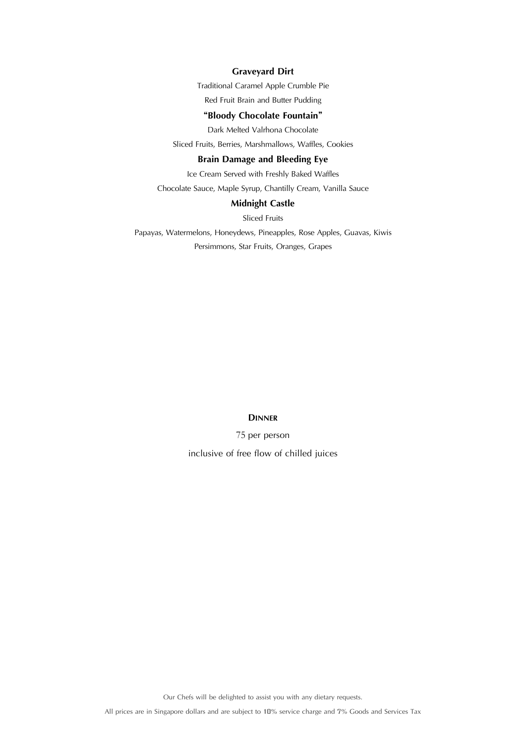**Graveyard Dirt**

Traditional Caramel Apple Crumble Pie

Red Fruit Brain and Butter Pudding

**"Bloody Chocolate Fountain"**

Dark Melted Valrhona Chocolate

Sliced Fruits, Berries, Marshmallows, Waffles, Cookies

**Brain Damage and Bleeding Eye**

Ice Cream Served with Freshly Baked Waffles

Chocolate Sauce, Maple Syrup, Chantilly Cream, Vanilla Sauce

**Midnight Castle**

Sliced Fruits

Papayas, Watermelons, Honeydews, Pineapples, Rose Apples, Guavas, Kiwis

Persimmons, Star Fruits, Oranges, Grapes

**DINNER**

75 per person

inclusive of free flow of chilled juices

Our Chefs will be delighted to assist you with any dietary requests.

All prices are in Singapore dollars and are subject to 10% service charge and 7% Goods and Services Tax